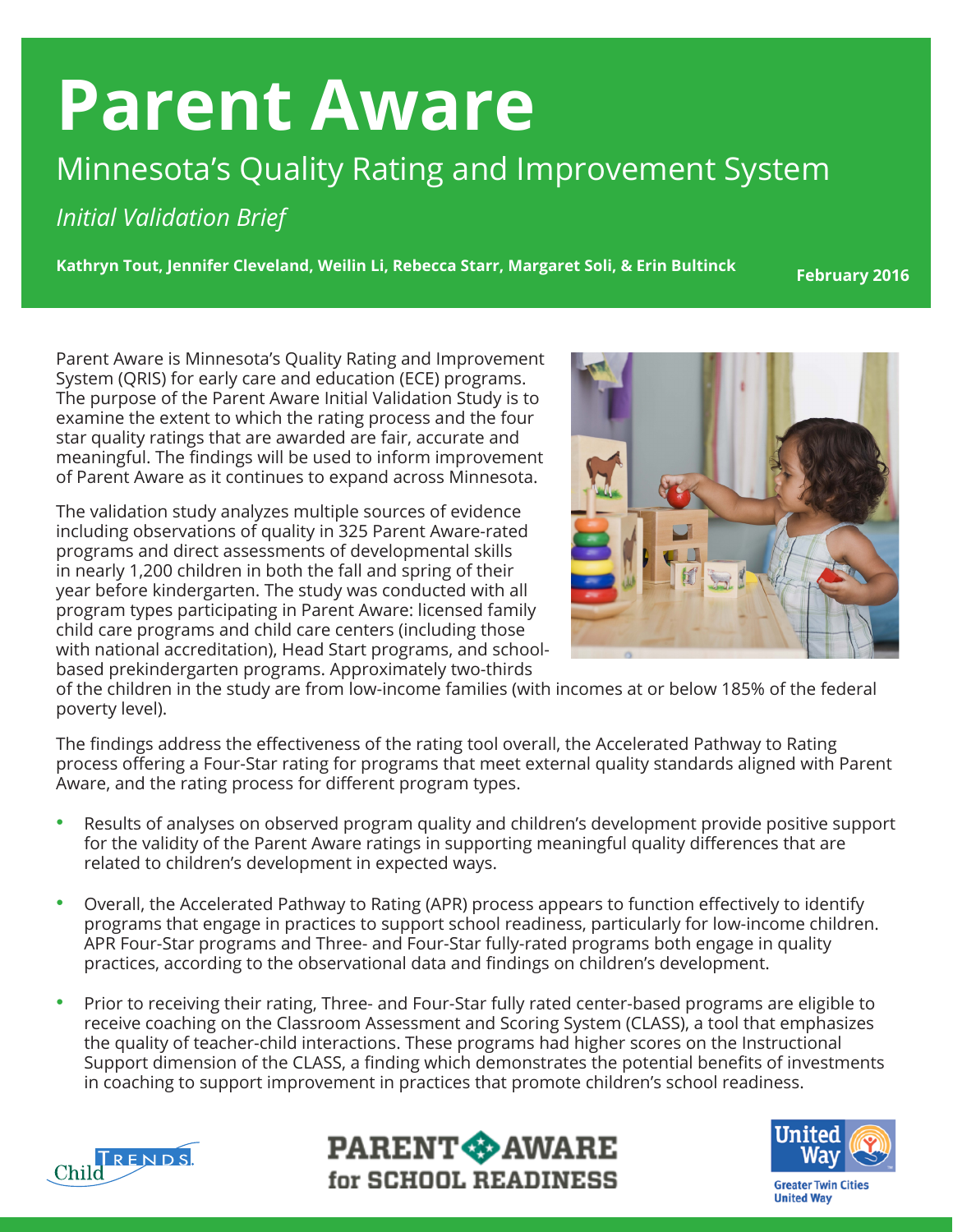# Parent Aware

## Minnesota's Quality Rating and Improvement System

*Initial Validation Brief*

**Kathryn Tout, Jennifer Cleveland, Weilin Li, Rebecca Starr, Margaret Soli, & Erin Bultinck**

**February 2016**

Parent Aware is Minnesota's Quality Rating and Improvement System (QRIS) for early care and education (ECE) programs. The purpose of the Parent Aware Initial Validation Study is to examine the extent to which the rating process and the four star quality ratings that are awarded are fair, accurate and meaningful. The findings will be used to inform improvement of Parent Aware as it continues to expand across Minnesota.

The validation study analyzes multiple sources of evidence including observations of quality in 325 Parent Aware-rated programs and direct assessments of developmental skills in nearly 1,200 children in both the fall and spring of their year before kindergarten. The study was conducted with all program types participating in Parent Aware: licensed family child care programs and child care centers (including those with national accreditation), Head Start programs, and school-based prekindergarten programs. Approximately two-thirds of the children in the study are from low-income families (with incomes at or below 185% of the federal poverty level).

The findings address the effectiveness of the rating tool overall, the Accelerated Pathway to Rating process offering a Four-Star rating for programs that meet external quality standards aligned with Parent Aware, and the rating process for different program types.

- Results of analyses on observed program quality and children's development provide positive support for the validity of the Parent Aware ratings in supporting meaningful quality differences that are related to children's development in expected ways.
- Overall, the Accelerated Pathway to Rating (APR) process appears to function effectively to identify programs that engage in practices to support school readiness, particularly for low-income children. APR Four-Star programs and Three- and Four-Star fully-rated programs both engage in quality practices, according to the observational data and findings on children's development.
- Prior to receiving their rating, Three- and Four-Star fully rated center-based programs are eligible to receive coaching on the Classroom Assessment and Scoring System (CLASS), a tool that emphasizes the quality of teacher-child interactions. These programs had higher scores on the Instructional Support dimension of the CLASS, a finding which demonstrates the potential benefits of investments in coaching to support improvement in practices that promote children's school readiness.

Child Trends | PARENT AWARE for SCHOOL READINESS | United Way Greater Twin Cities United Way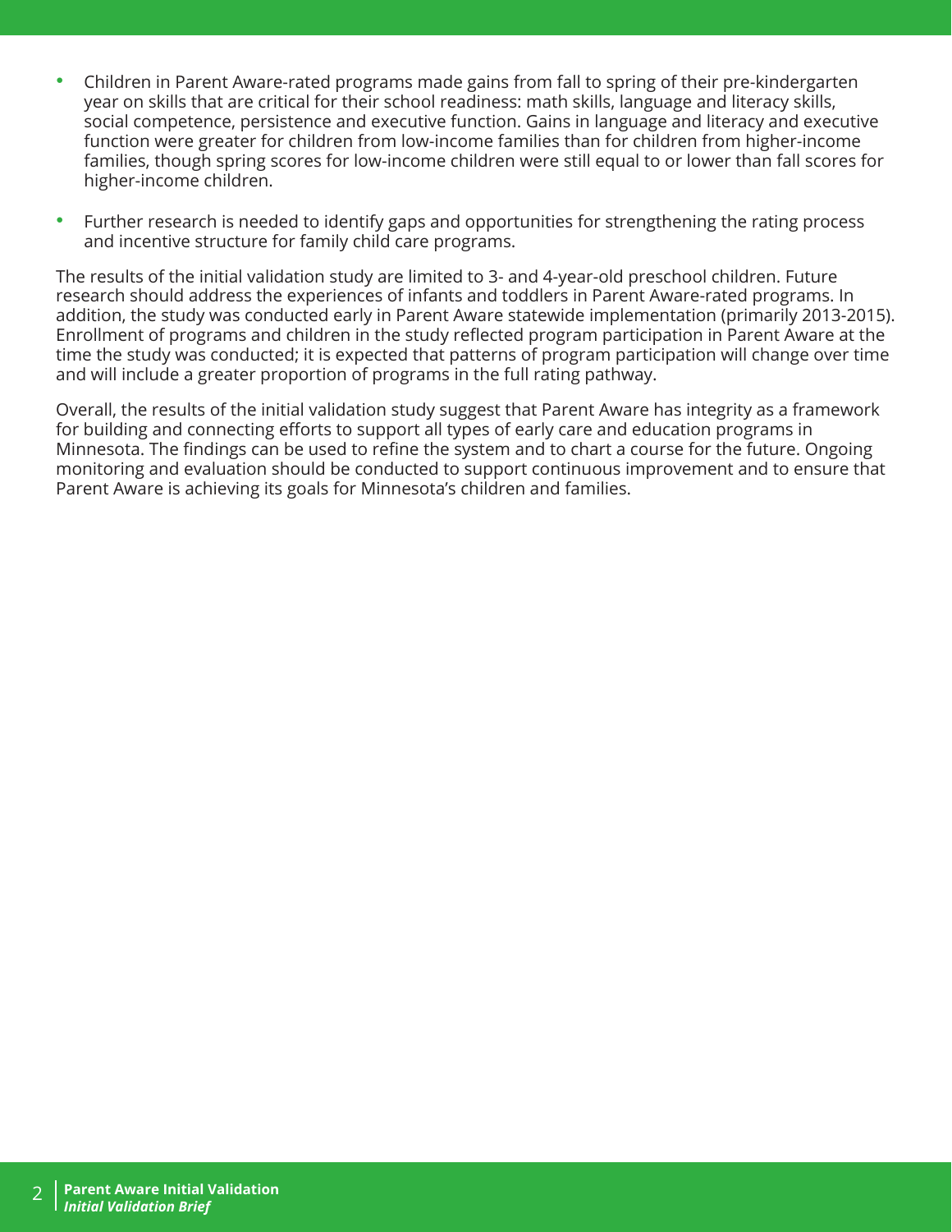- Children in Parent Aware-rated programs made gains from fall to spring of their pre-kindergarten year on skills that are critical for their school readiness: math skills, language and literacy skills, social competence, persistence and executive function. Gains in language and literacy and executive function were greater for children from low-income families than for children from higher-income families, though spring scores for low-income children were still equal to or lower than fall scores for higher-income children.
- Further research is needed to identify gaps and opportunities for strengthening the rating process and incentive structure for family child care programs.

The results of the initial validation study are limited to 3- and 4-year-old preschool children. Future research should address the experiences of infants and toddlers in Parent Aware-rated programs. In addition, the study was conducted early in Parent Aware statewide implementation (primarily 2013-2015). Enrollment of programs and children in the study reflected program participation in Parent Aware at the time the study was conducted; it is expected that patterns of program participation will change over time and will include a greater proportion of programs in the full rating pathway.

Overall, the results of the initial validation study suggest that Parent Aware has integrity as a framework for building and connecting efforts to support all types of early care and education programs in Minnesota. The findings can be used to refine the system and to chart a course for the future. Ongoing monitoring and evaluation should be conducted to support continuous improvement and to ensure that Parent Aware is achieving its goals for Minnesota's children and families.